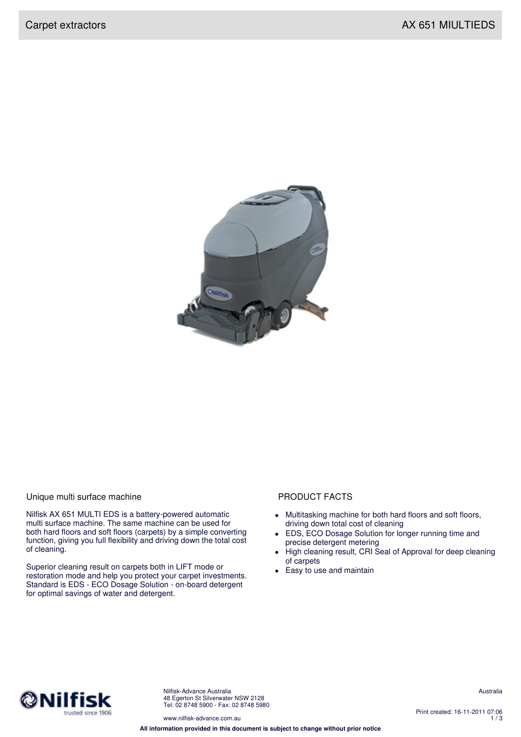# Carpet extractors

## AX 651 MIULTIEDS

### Unique multi surface machine

Nilfisk AX 651 MULTI EDS is a battery-powered automatic multi surface machine. The same machine can be used for both hard floors and soft floors (carpets) by a simple converting function, giving you full flexibility and driving down the total cost of cleaning.

Superior cleaning result on carpets both in LIFT mode or restoration mode and help you protect your carpet investments. Standard is EDS - ECO Dosage Solution - on-board detergent for optimal savings of water and detergent.

### PRODUCT FACTS

- Multitasking machine for both hard floors and soft floors, driving down total cost of cleaning
- EDS, ECO Dosage Solution for longer running time and precise detergent metering
- High cleaning result, CRI Seal of Approval for deep cleaning of carpets
- Easy to use and maintain

Nilfisk-Advance Australia
48 Egerton St Silverwater NSW 2128
Tel: 02 8748 5900 - Fax: 02 8748 5980

www.nilfisk-advance.com.au

Australia

Print created: 16-11-2011 07:06

**All information provided in this document is subject to change without prior notice**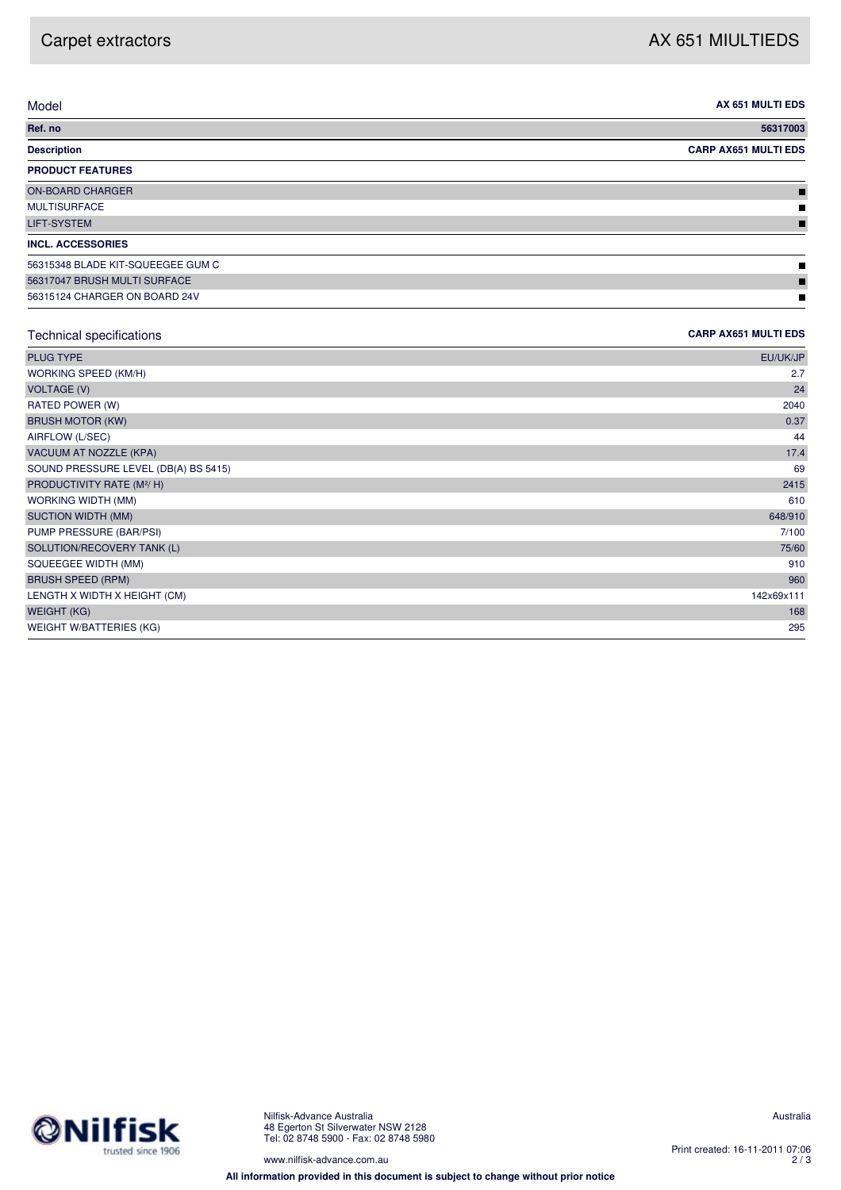# Carpet extractors

## AX 651 MIULTIEDS

| Model | AX 651 MULTI EDS |
|---|---|
| **Ref. no** | **56317003** |
| **Description** | **CARP AX651 MULTI EDS** |
| **PRODUCT FEATURES** | |
| ON-BOARD CHARGER | ■ |
| MULTISURFACE | ■ |
| LIFT-SYSTEM | ■ |
| **INCL. ACCESSORIES** | |
| 56315348 BLADE KIT-SQUEEGEE GUM C | ■ |
| 56317047 BRUSH MULTI SURFACE | ■ |
| 56315124 CHARGER ON BOARD 24V | ■ |

| Technical specifications | CARP AX651 MULTI EDS |
|---|---|
| PLUG TYPE | EU/UK/JP |
| WORKING SPEED (KM/H) | 2.7 |
| VOLTAGE (V) | 24 |
| RATED POWER (W) | 2040 |
| BRUSH MOTOR (KW) | 0.37 |
| AIRFLOW (L/SEC) | 44 |
| VACUUM AT NOZZLE (KPA) | 17.4 |
| SOUND PRESSURE LEVEL (DB(A) BS 5415) | 69 |
| PRODUCTIVITY RATE ($M^2$/ H) | 2415 |
| WORKING WIDTH (MM) | 610 |
| SUCTION WIDTH (MM) | 648/910 |
| PUMP PRESSURE (BAR/PSI) | 7/100 |
| SOLUTION/RECOVERY TANK (L) | 75/60 |
| SQUEEGEE WIDTH (MM) | 910 |
| BRUSH SPEED (RPM) | 960 |
| LENGTH X WIDTH X HEIGHT (CM) | 142x69x111 |
| WEIGHT (KG) | 168 |
| WEIGHT W/BATTERIES (KG) | 295 |

Nilfisk trusted since 1906

Nilfisk-Advance Australia
48 Egerton St Silverwater NSW 2128
Tel: 02 8748 5900 - Fax: 02 8748 5980

www.nilfisk-advance.com.au

Australia

Print created: 16-11-2011 07:06

**All information provided in this document is subject to change without prior notice**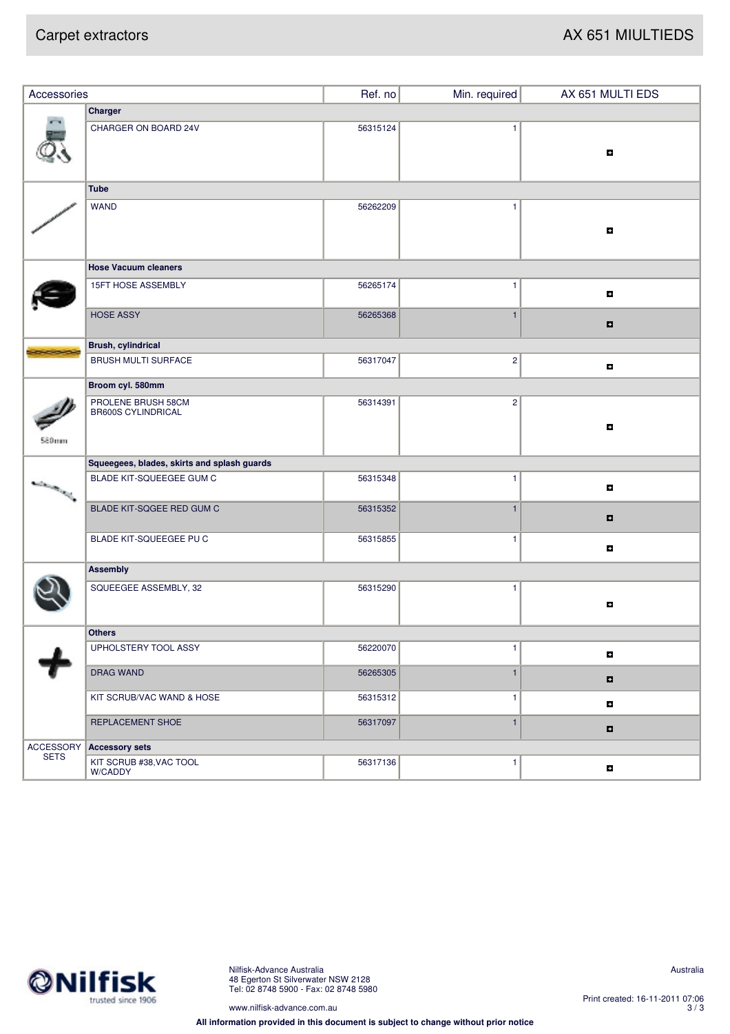Carpet extractors — AX 651 MIULTIEDS

| Accessories | | Ref. no | Min. required | AX 651 MULTI EDS |
|---|---|---|---|---|
| | **Charger** | | | |
| | CHARGER ON BOARD 24V | 56315124 | 1 | ■ |
| | **Tube** | | | |
| | WAND | 56262209 | 1 | ■ |
| | **Hose Vacuum cleaners** | | | |
| | 15FT HOSE ASSEMBLY | 56265174 | 1 | ■ |
| | HOSE ASSY | 56265368 | 1 | ■ |
| | **Brush, cylindrical** | | | |
| | BRUSH MULTI SURFACE | 56317047 | 2 | ■ |
| 580mm | **Broom cyl. 580mm** | | | |
| | PROLENE BRUSH 58CM BR600S CYLINDRICAL | 56314391 | 2 | ■ |
| | **Squeegees, blades, skirts and splash guards** | | | |
| | BLADE KIT-SQUEEGEE GUM C | 56315348 | 1 | ■ |
| | BLADE KIT-SQGEE RED GUM C | 56315352 | 1 | ■ |
| | BLADE KIT-SQUEEGEE PU C | 56315855 | 1 | ■ |
| | **Assembly** | | | |
| | SQUEEGEE ASSEMBLY, 32 | 56315290 | 1 | ■ |
| | **Others** | | | |
| | UPHOLSTERY TOOL ASSY | 56220070 | 1 | ■ |
| | DRAG WAND | 56265305 | 1 | ■ |
| | KIT SCRUB/VAC WAND & HOSE | 56315312 | 1 | ■ |
| | REPLACEMENT SHOE | 56317097 | 1 | ■ |
| ACCESSORY SETS | **Accessory sets** | | | |
| | KIT SCRUB #38,VAC TOOL W/CADDY | 56317136 | 1 | ■ |

Nilfisk trusted since 1906

Nilfisk-Advance Australia
48 Egerton St Silverwater NSW 2128
Tel: 02 8748 5900 - Fax: 02 8748 5980

www.nilfisk-advance.com.au

Australia

Print created: 16-11-2011 07:06

**All information provided in this document is subject to change without prior notice**